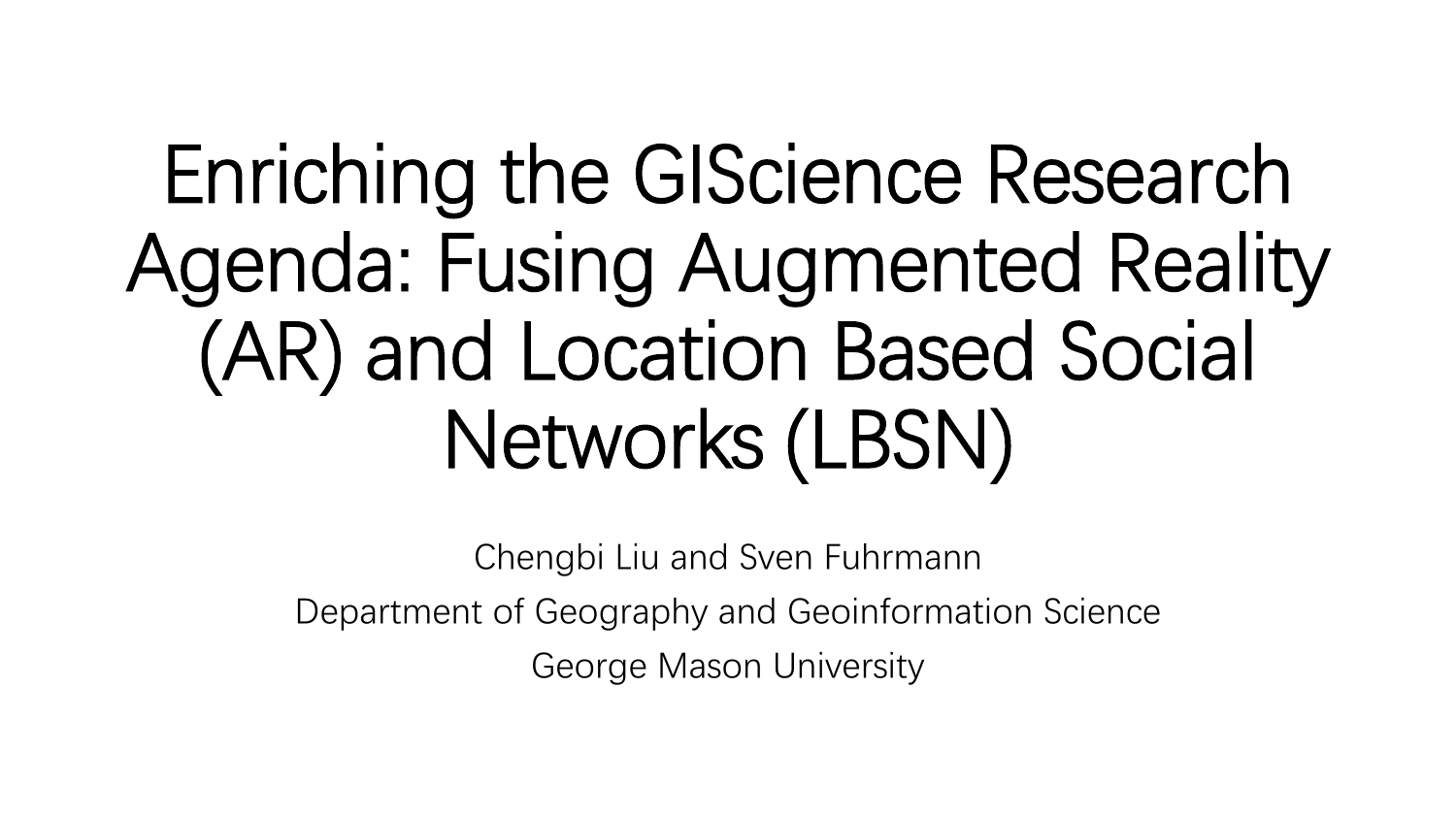# Enriching the GIScience Research Agenda: Fusing Augmented Reality (AR) and Location Based Social Networks (LBSN)

Chengbi Liu and Sven Fuhrmann

Department of Geography and Geoinformation Science

George Mason University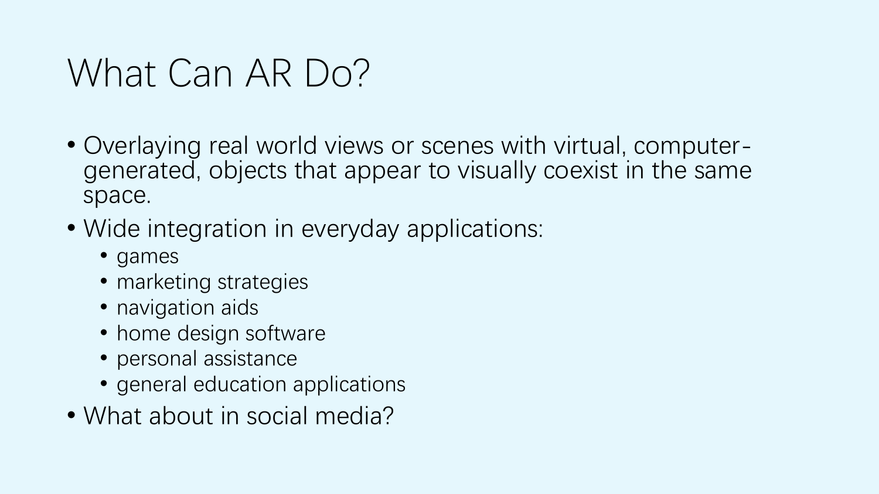# What Can AR Do?

- Overlaying real world views or scenes with virtual, computer-generated, objects that appear to visually coexist in the same space.
- Wide integration in everyday applications:
  - games
  - marketing strategies
  - navigation aids
  - home design software
  - personal assistance
  - general education applications
- What about in social media?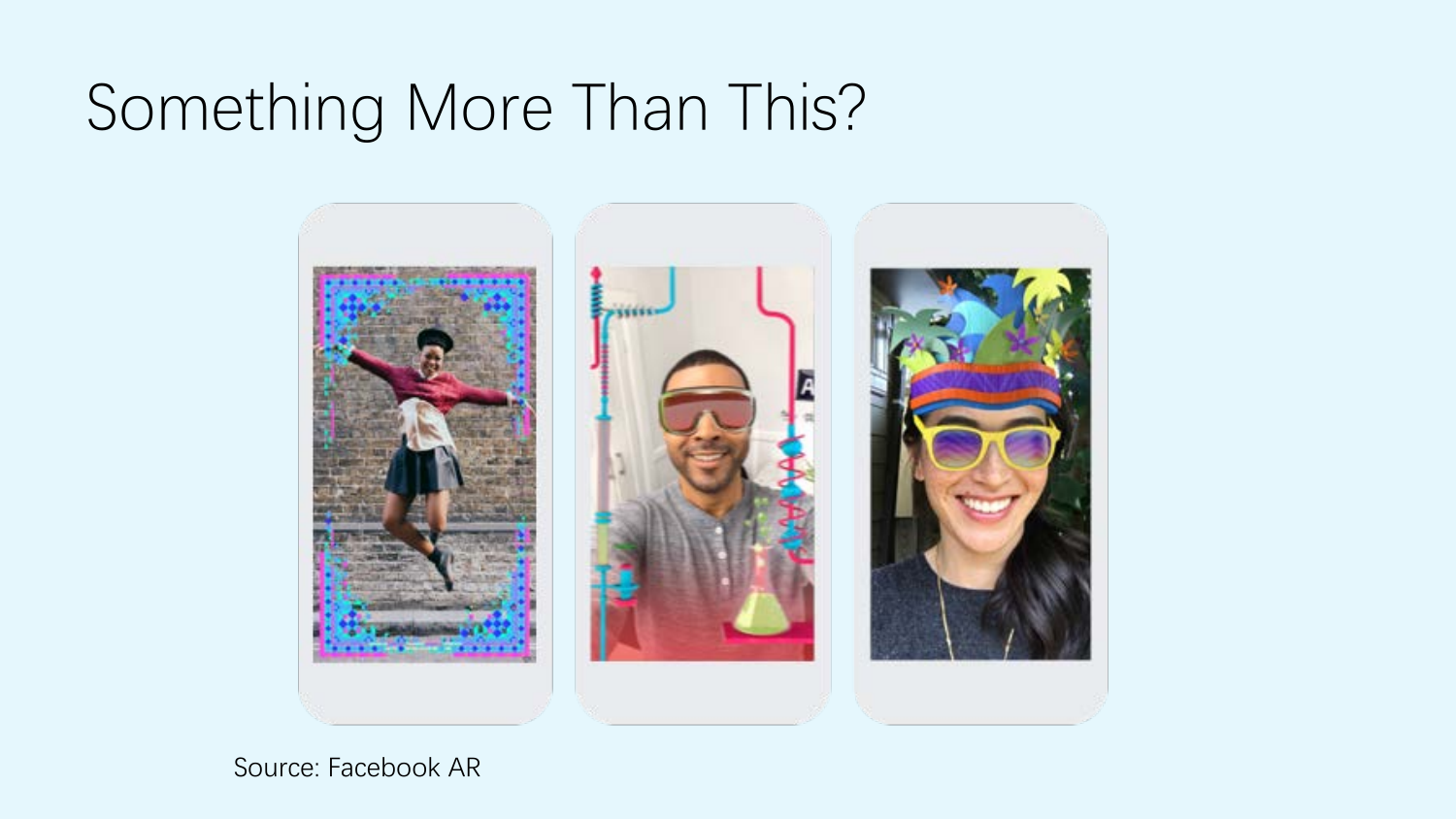# Something More Than This?

Source: Facebook AR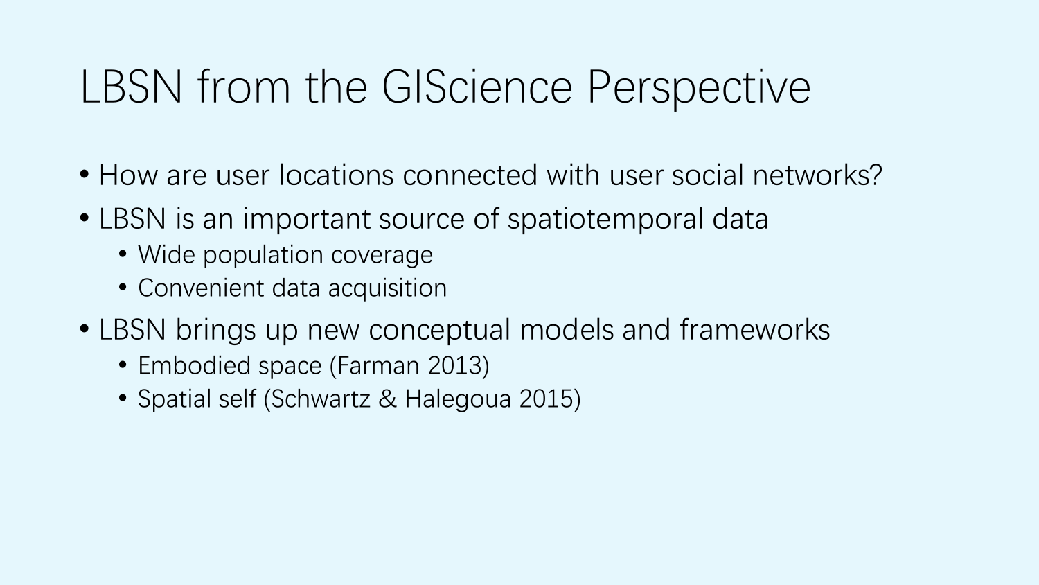# LBSN from the GIScience Perspective

- How are user locations connected with user social networks?
- LBSN is an important source of spatiotemporal data
  - Wide population coverage
  - Convenient data acquisition
- LBSN brings up new conceptual models and frameworks
  - Embodied space (Farman 2013)
  - Spatial self (Schwartz & Halegoua 2015)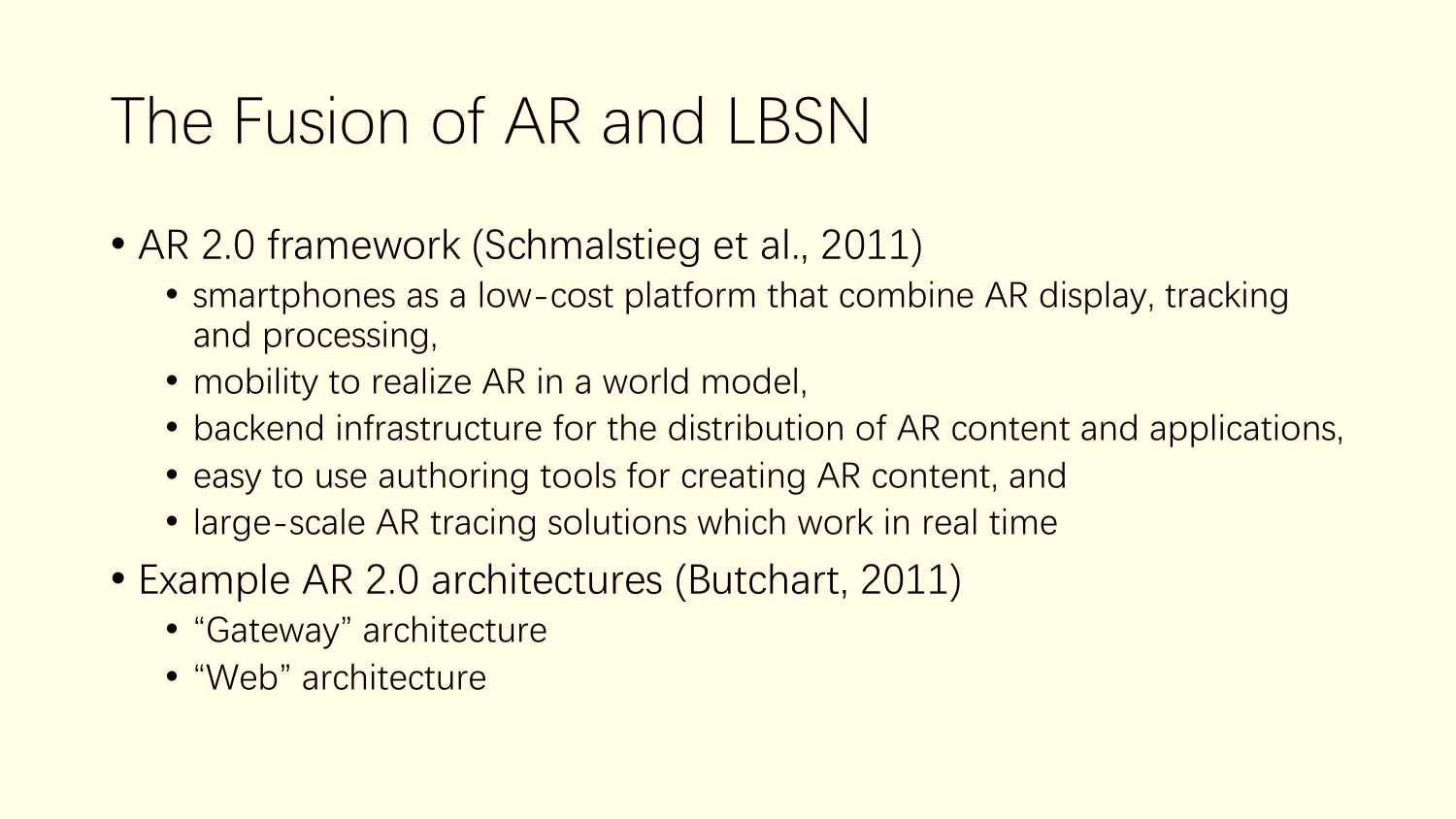# The Fusion of AR and LBSN

- AR 2.0 framework (Schmalstieg et al., 2011)
  - smartphones as a low-cost platform that combine AR display, tracking and processing,
  - mobility to realize AR in a world model,
  - backend infrastructure for the distribution of AR content and applications,
  - easy to use authoring tools for creating AR content, and
  - large-scale AR tracing solutions which work in real time
- Example AR 2.0 architectures (Butchart, 2011)
  - “Gateway” architecture
  - “Web” architecture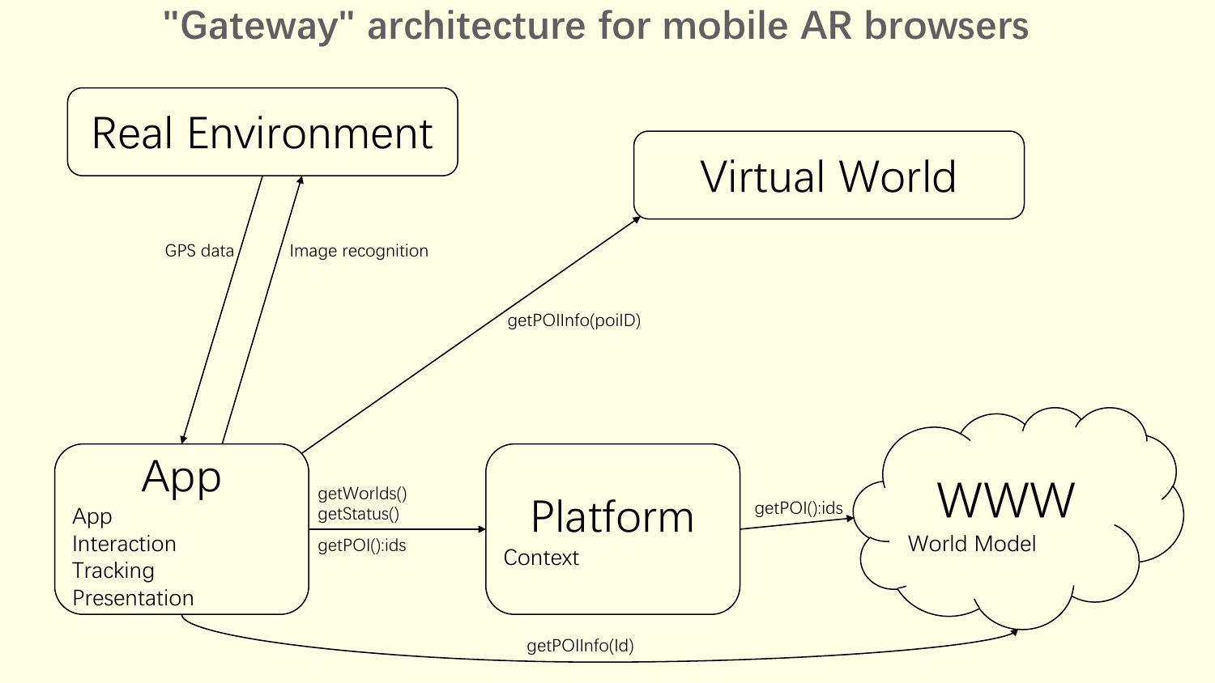# "Gateway" architecture for mobile AR browsers

Real Environment

Virtual World

GPS data

Image recognition

getPOIInfo(poiID)

App

App
Interaction
Tracking
Presentation

getWorlds()
getStatus()

getPOI():ids

Platform

Context

getPOI():ids

WWW

World Model

getPOIInfo(Id)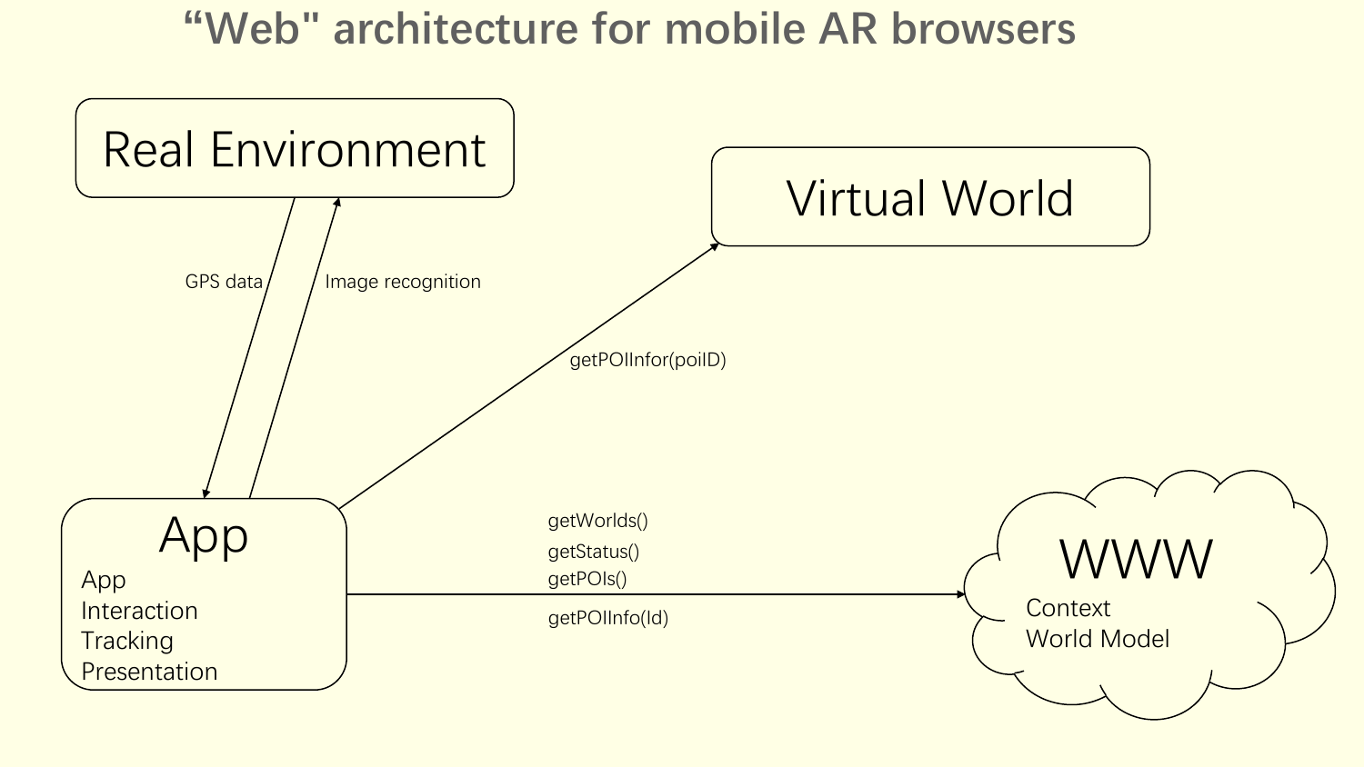# “Web" architecture for mobile AR browsers

Real Environment

Virtual World

GPS data

Image recognition

getPOIInfor(poiID)

App

- App
- Interaction
- Tracking
- Presentation

getWorlds()

getStatus()

getPOIs()

getPOIInfo(Id)

WWW

- Context
- World Model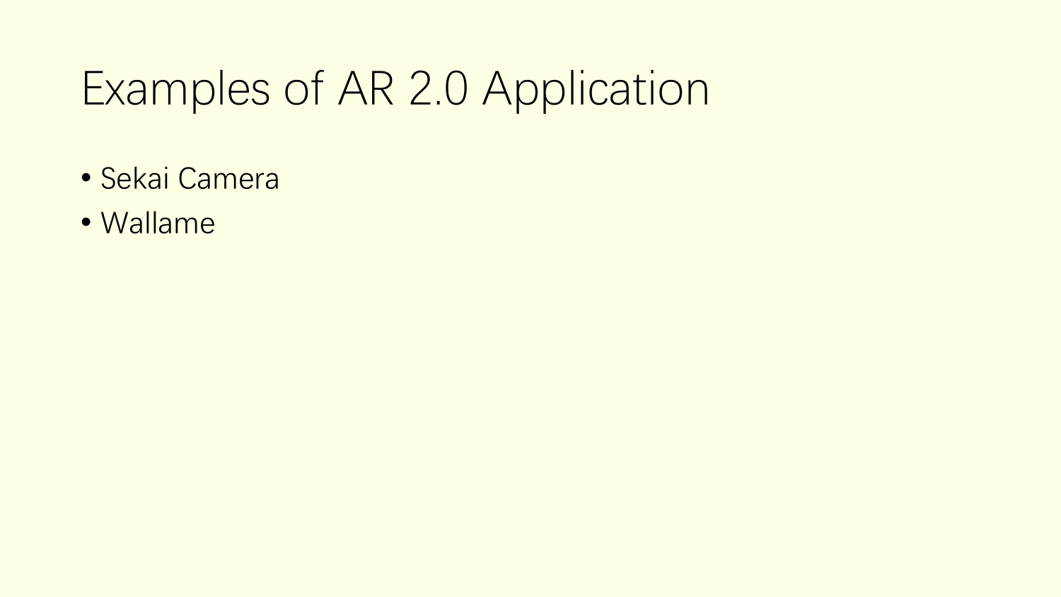# Examples of AR 2.0 Application

- Sekai Camera
- Wallame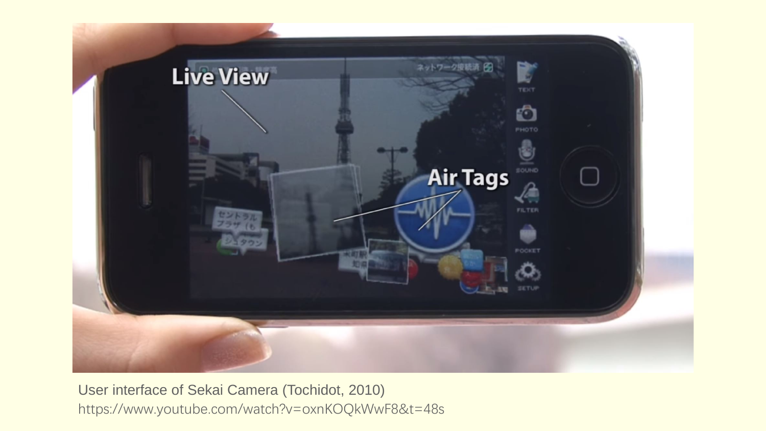User interface of Sekai Camera (Tochidot, 2010)
https://www.youtube.com/watch?v=oxnKOQkWwF8&t=48s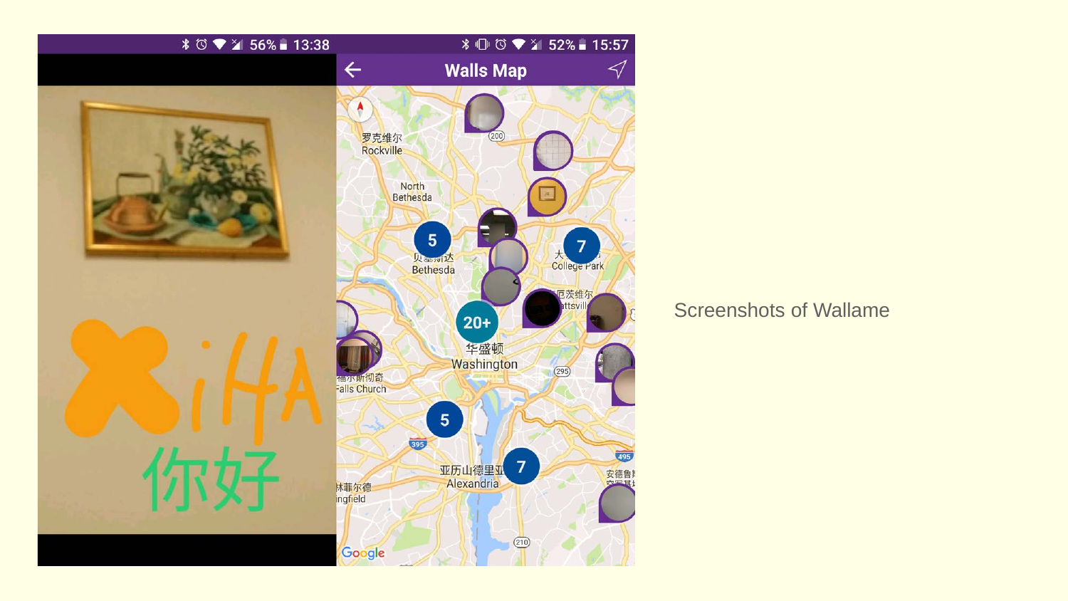Screenshots of Wallame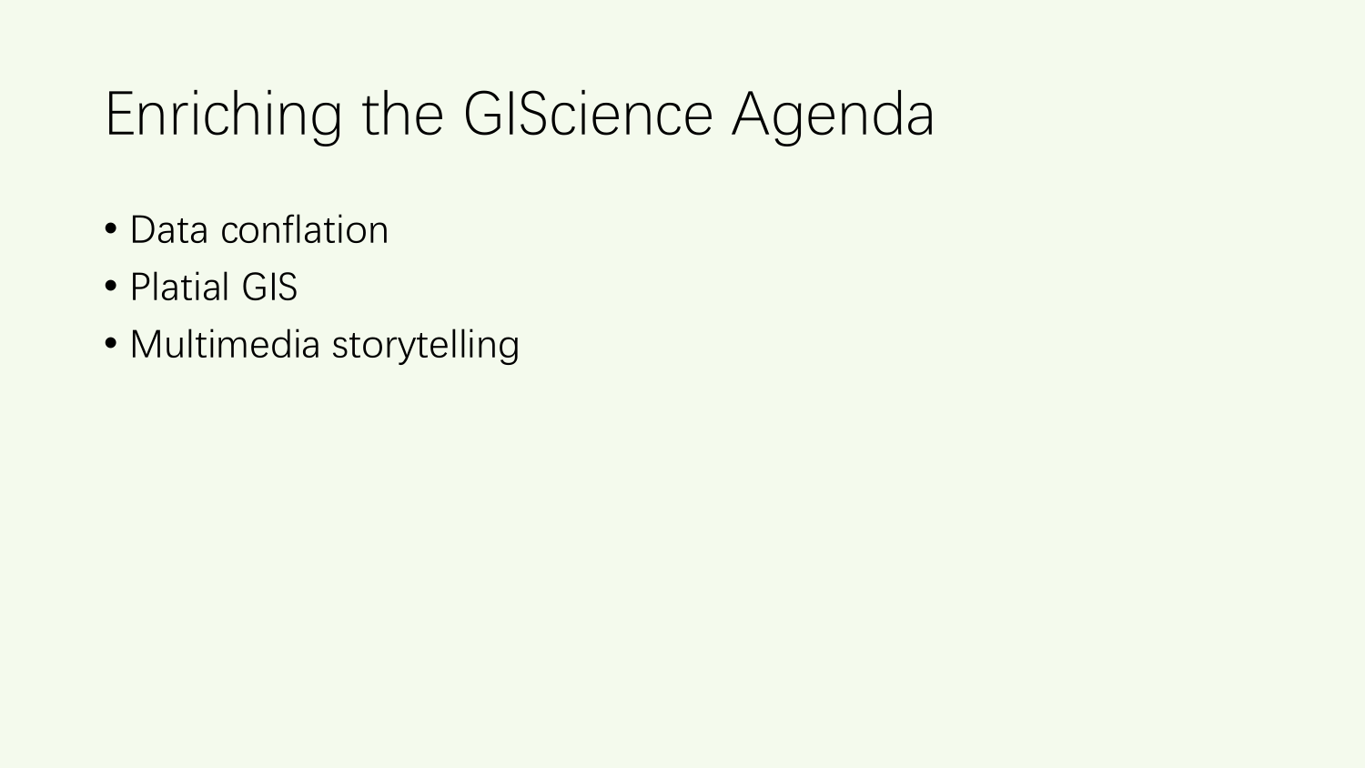# Enriching the GIScience Agenda

- Data conflation
- Platial GIS
- Multimedia storytelling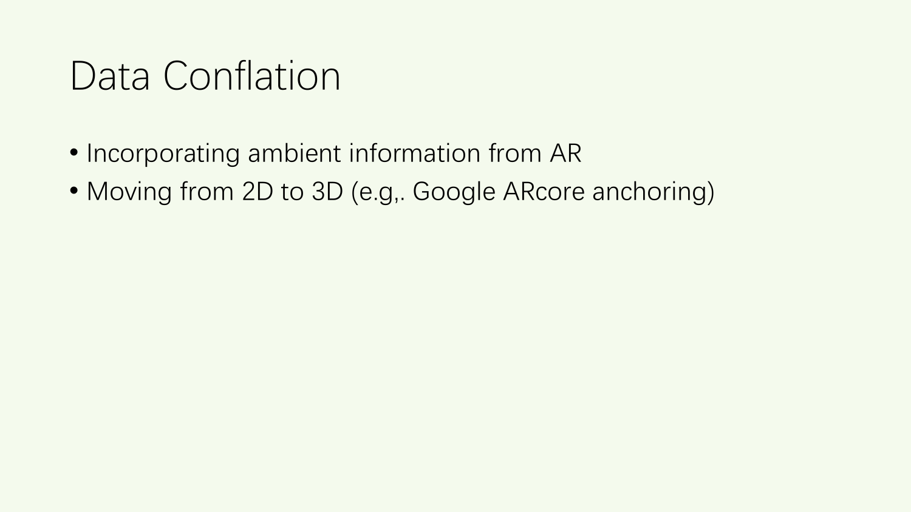# Data Conflation

- Incorporating ambient information from AR
- Moving from 2D to 3D (e.g,. Google ARcore anchoring)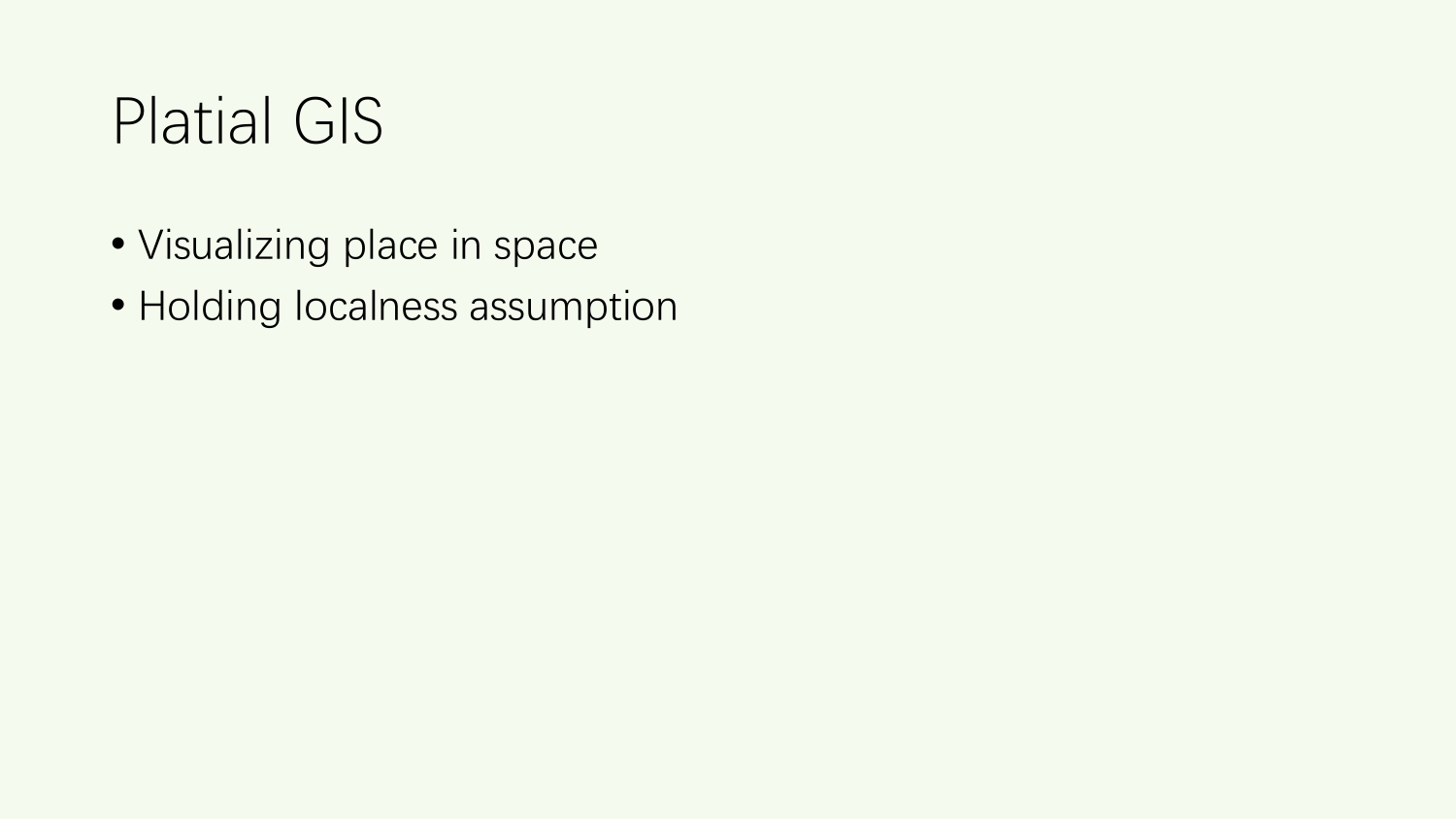# Platial GIS

- Visualizing place in space
- Holding localness assumption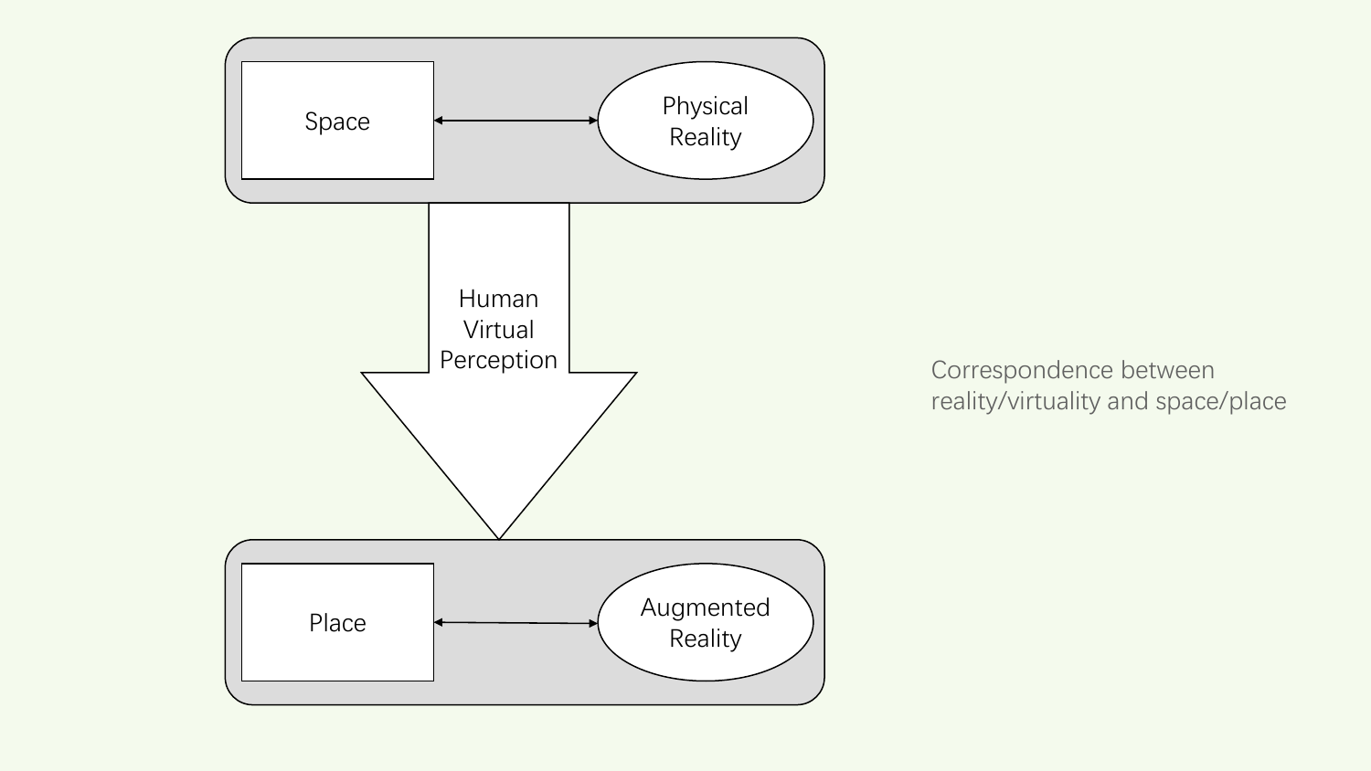Space

Physical Reality

Human Virtual Perception

Place

Augmented Reality

Correspondence between reality/virtuality and space/place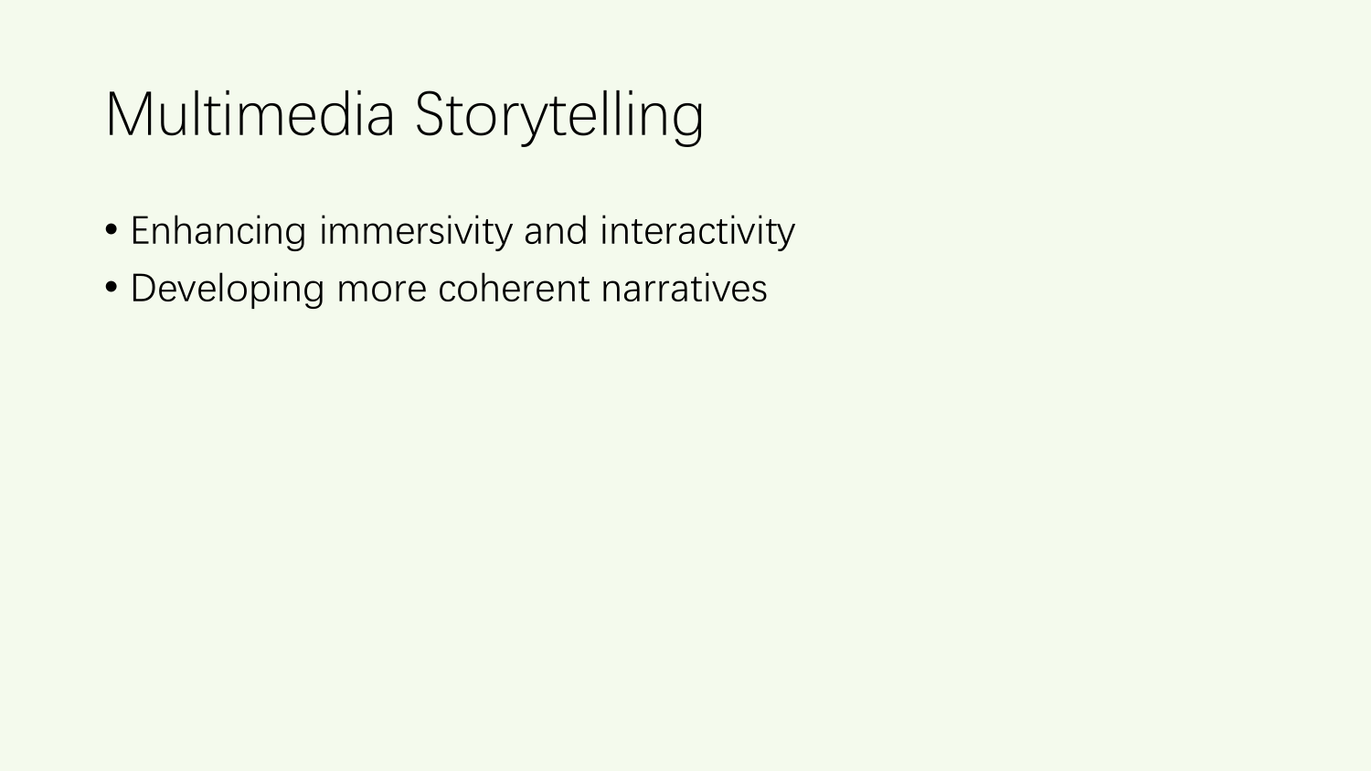# Multimedia Storytelling

- Enhancing immersivity and interactivity
- Developing more coherent narratives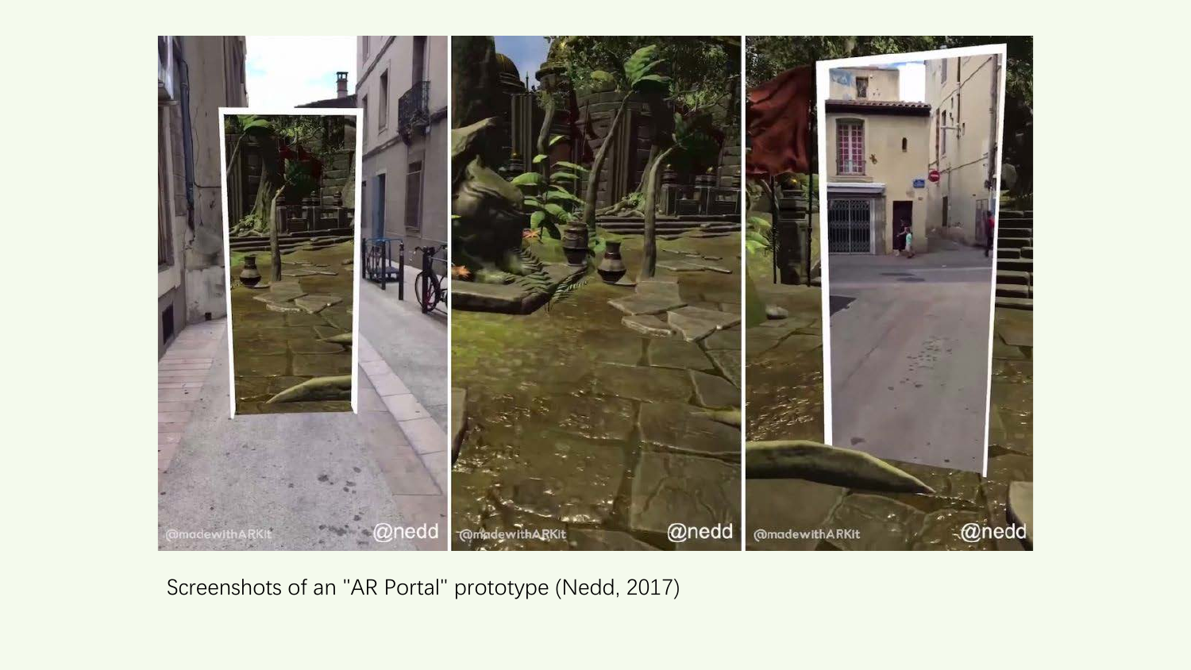Screenshots of an "AR Portal" prototype (Nedd, 2017)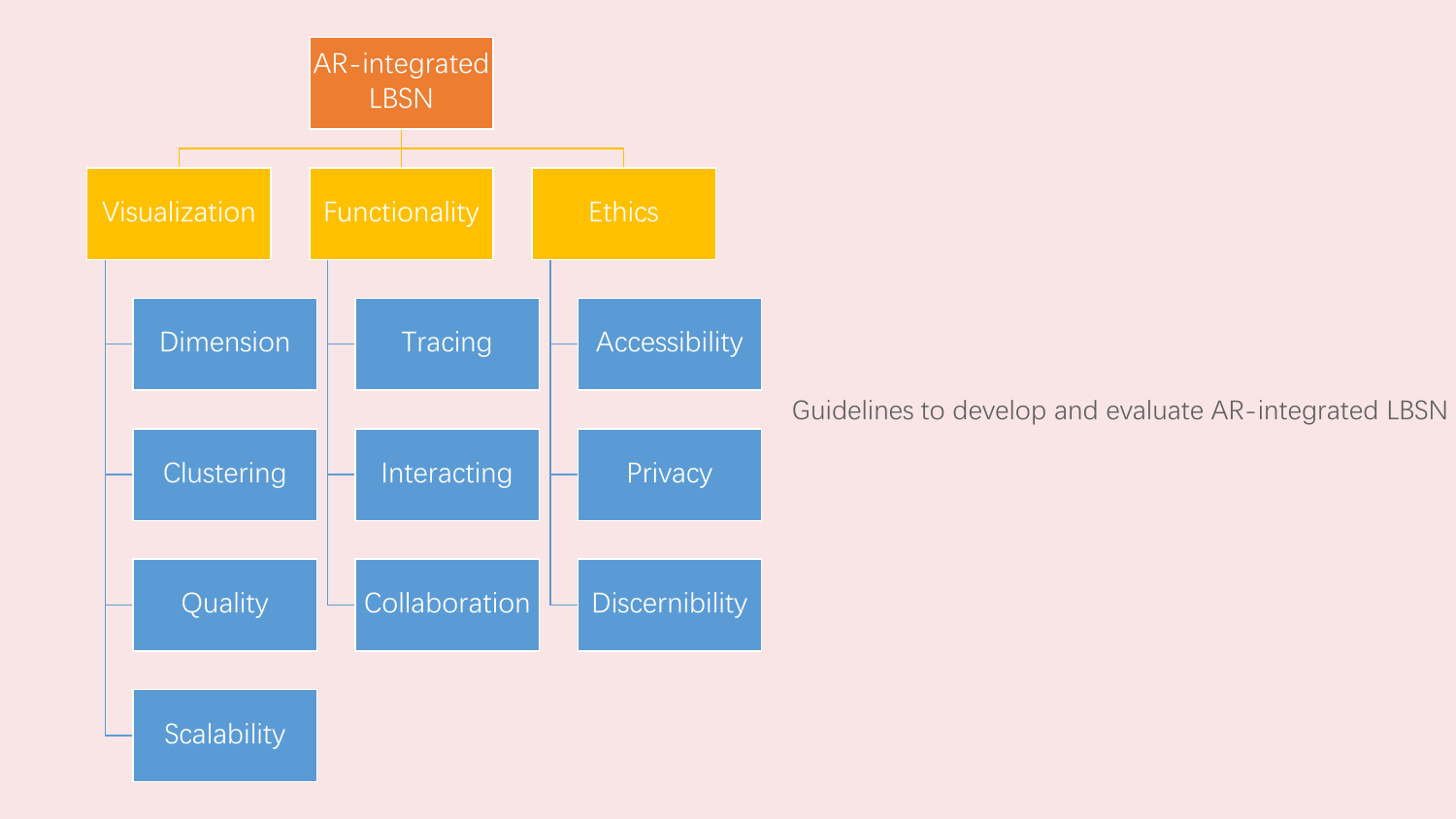- AR-integrated LBSN
  - Visualization
    - Dimension
    - Clustering
    - Quality
    - Scalability
  - Functionality
    - Tracing
    - Interacting
    - Collaboration
  - Ethics
    - Accessibility
    - Privacy
    - Discernibility

Guidelines to develop and evaluate AR-integrated LBSN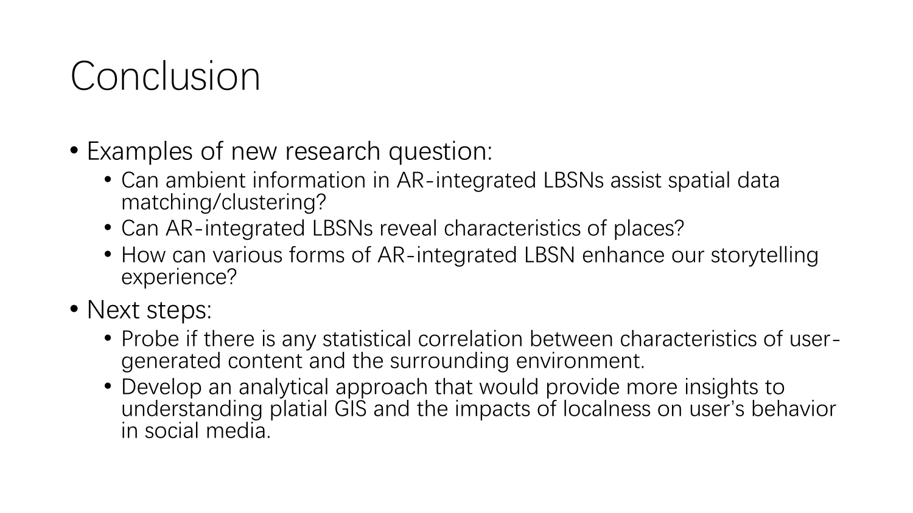# Conclusion

- Examples of new research question:
  - Can ambient information in AR-integrated LBSNs assist spatial data matching/clustering?
  - Can AR-integrated LBSNs reveal characteristics of places?
  - How can various forms of AR-integrated LBSN enhance our storytelling experience?
- Next steps:
  - Probe if there is any statistical correlation between characteristics of user-generated content and the surrounding environment.
  - Develop an analytical approach that would provide more insights to understanding platial GIS and the impacts of localness on user's behavior in social media.